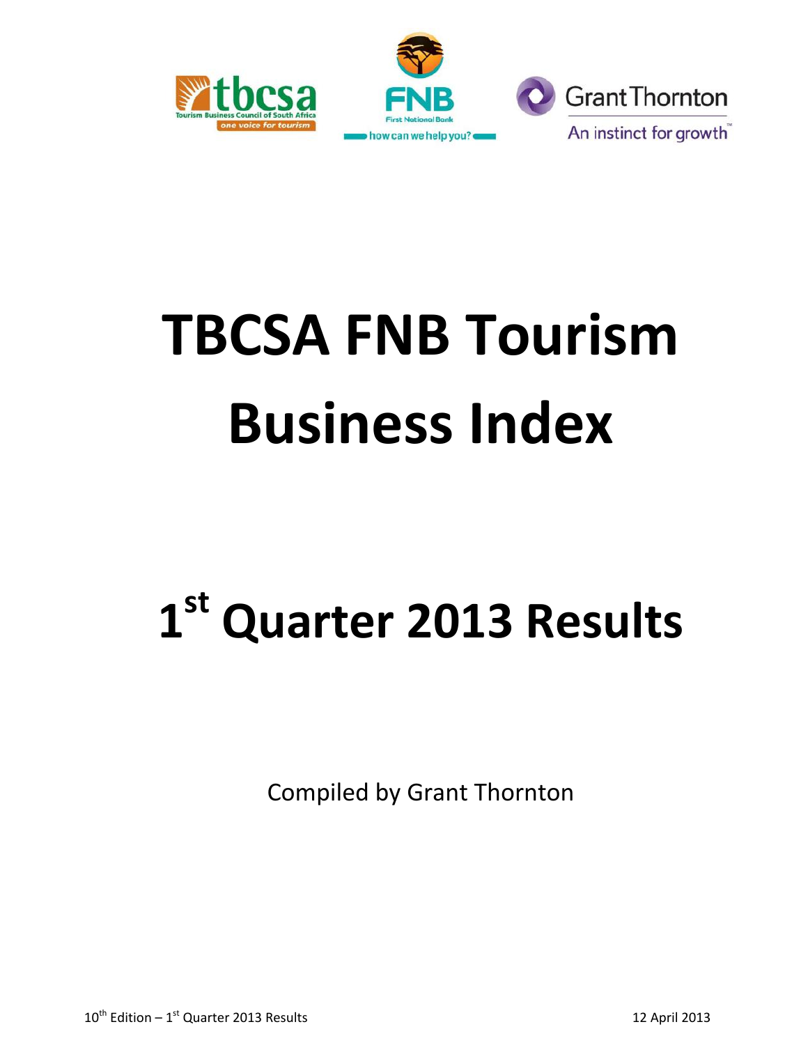# TBCSA FNB Tourism Business Index

## 1st Quarter 2013 Results

Compiled by Grant Thornton

10th Edition – 1st Quarter 2013 Results

12 April 2013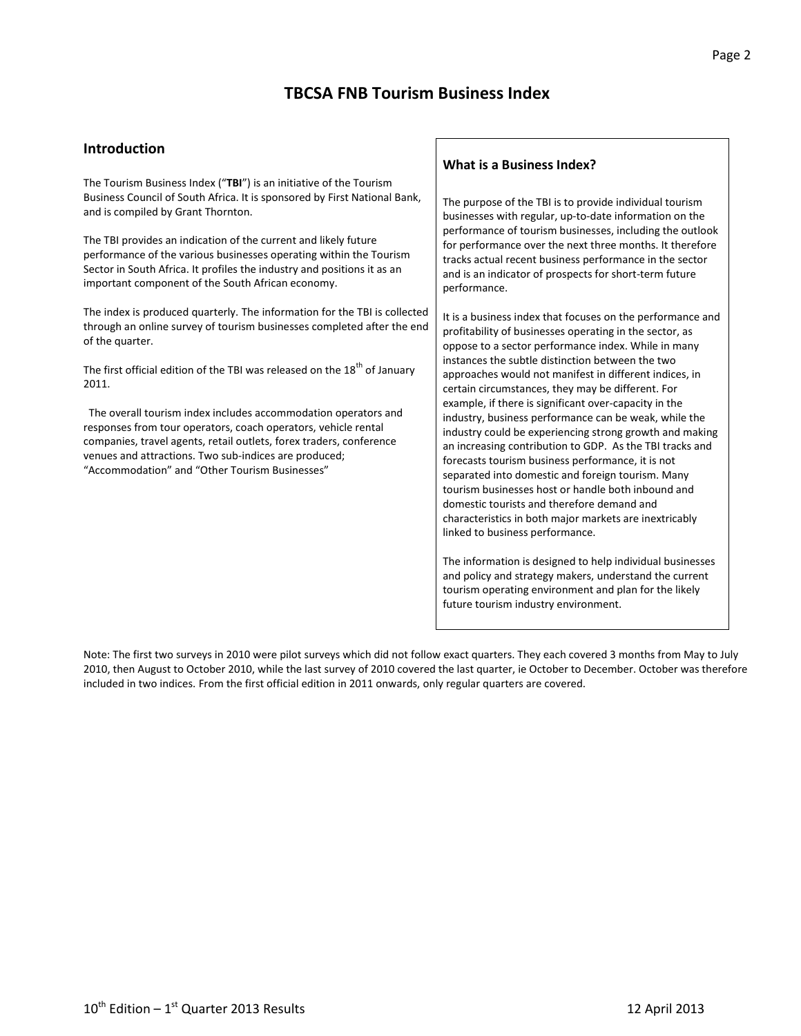# TBCSA FNB Tourism Business Index

## Introduction

The Tourism Business Index ("**TBI**") is an initiative of the Tourism Business Council of South Africa. It is sponsored by First National Bank, and is compiled by Grant Thornton.

The TBI provides an indication of the current and likely future performance of the various businesses operating within the Tourism Sector in South Africa. It profiles the industry and positions it as an important component of the South African economy.

The index is produced quarterly. The information for the TBI is collected through an online survey of tourism businesses completed after the end of the quarter.

The first official edition of the TBI was released on the 18th of January 2011.

The overall tourism index includes accommodation operators and responses from tour operators, coach operators, vehicle rental companies, travel agents, retail outlets, forex traders, conference venues and attractions. Two sub-indices are produced; "Accommodation" and "Other Tourism Businesses"

### What is a Business Index?

The purpose of the TBI is to provide individual tourism businesses with regular, up-to-date information on the performance of tourism businesses, including the outlook for performance over the next three months. It therefore tracks actual recent business performance in the sector and is an indicator of prospects for short-term future performance.

It is a business index that focuses on the performance and profitability of businesses operating in the sector, as oppose to a sector performance index. While in many instances the subtle distinction between the two approaches would not manifest in different indices, in certain circumstances, they may be different. For example, if there is significant over-capacity in the industry, business performance can be weak, while the industry could be experiencing strong growth and making an increasing contribution to GDP. As the TBI tracks and forecasts tourism business performance, it is not separated into domestic and foreign tourism. Many tourism businesses host or handle both inbound and domestic tourists and therefore demand and characteristics in both major markets are inextricably linked to business performance.

The information is designed to help individual businesses and policy and strategy makers, understand the current tourism operating environment and plan for the likely future tourism industry environment.

Note: The first two surveys in 2010 were pilot surveys which did not follow exact quarters. They each covered 3 months from May to July 2010, then August to October 2010, while the last survey of 2010 covered the last quarter, ie October to December. October was therefore included in two indices. From the first official edition in 2011 onwards, only regular quarters are covered.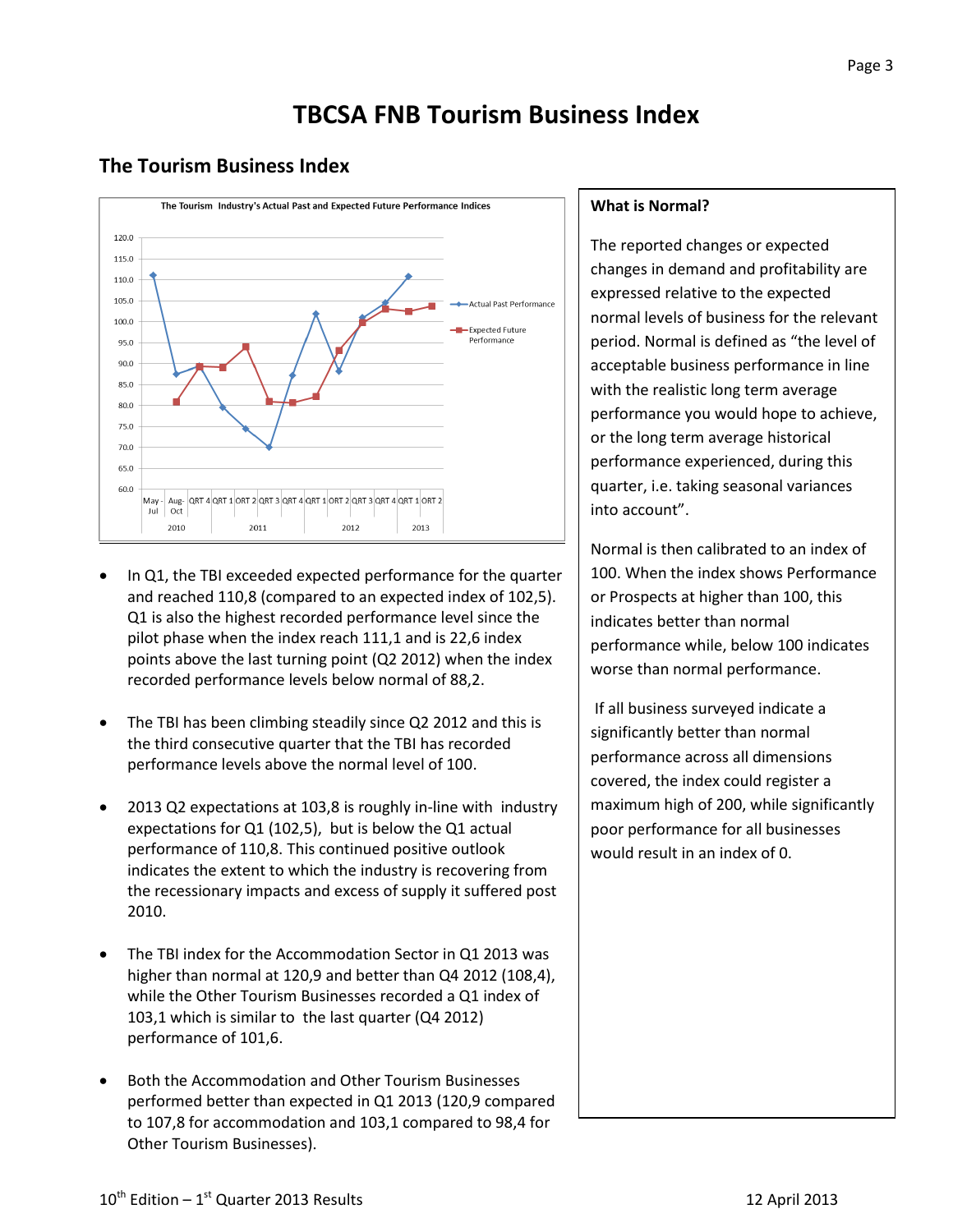# TBCSA FNB Tourism Business Index

## The Tourism Business Index

The Tourism Industry's Actual Past and Expected Future Performance Indices

- In Q1, the TBI exceeded expected performance for the quarter and reached 110,8 (compared to an expected index of 102,5). Q1 is also the highest recorded performance level since the pilot phase when the index reach 111,1 and is 22,6 index points above the last turning point (Q2 2012) when the index recorded performance levels below normal of 88,2.

- The TBI has been climbing steadily since Q2 2012 and this is the third consecutive quarter that the TBI has recorded performance levels above the normal level of 100.

- 2013 Q2 expectations at 103,8 is roughly in-line with industry expectations for Q1 (102,5), but is below the Q1 actual performance of 110,8. This continued positive outlook indicates the extent to which the industry is recovering from the recessionary impacts and excess of supply it suffered post 2010.

- The TBI index for the Accommodation Sector in Q1 2013 was higher than normal at 120,9 and better than Q4 2012 (108,4), while the Other Tourism Businesses recorded a Q1 index of 103,1 which is similar to the last quarter (Q4 2012) performance of 101,6.

- Both the Accommodation and Other Tourism Businesses performed better than expected in Q1 2013 (120,9 compared to 107,8 for accommodation and 103,1 compared to 98,4 for Other Tourism Businesses).

**What is Normal?**

The reported changes or expected changes in demand and profitability are expressed relative to the expected normal levels of business for the relevant period. Normal is defined as "the level of acceptable business performance in line with the realistic long term average performance you would hope to achieve, or the long term average historical performance experienced, during this quarter, i.e. taking seasonal variances into account".

Normal is then calibrated to an index of 100. When the index shows Performance or Prospects at higher than 100, this indicates better than normal performance while, below 100 indicates worse than normal performance.

If all business surveyed indicate a significantly better than normal performance across all dimensions covered, the index could register a maximum high of 200, while significantly poor performance for all businesses would result in an index of 0.

10th Edition – 1st Quarter 2013 Results 12 April 2013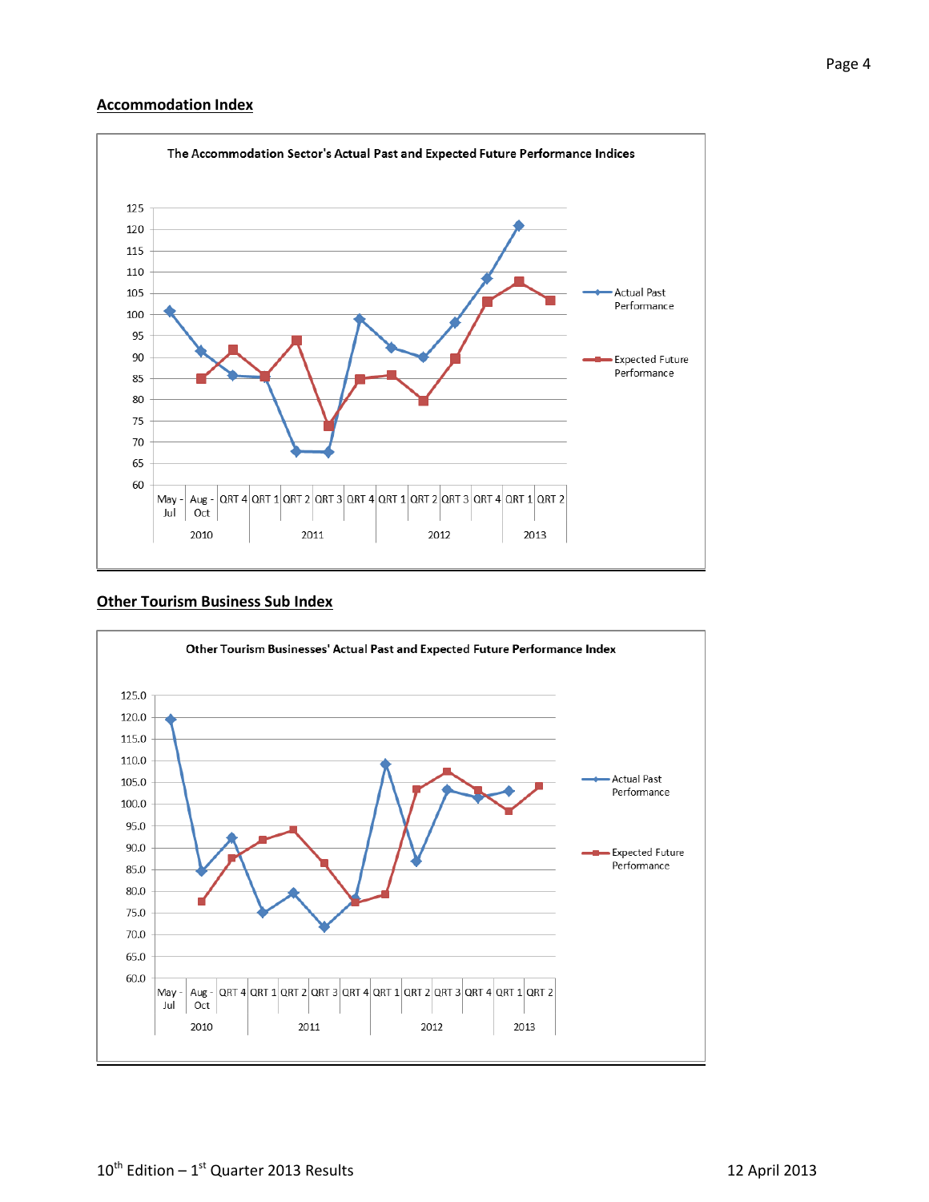## Accommodation Index

The Accommodation Sector's Actual Past and Expected Future Performance Indices

## Other Tourism Business Sub Index

Other Tourism Businesses' Actual Past and Expected Future Performance Index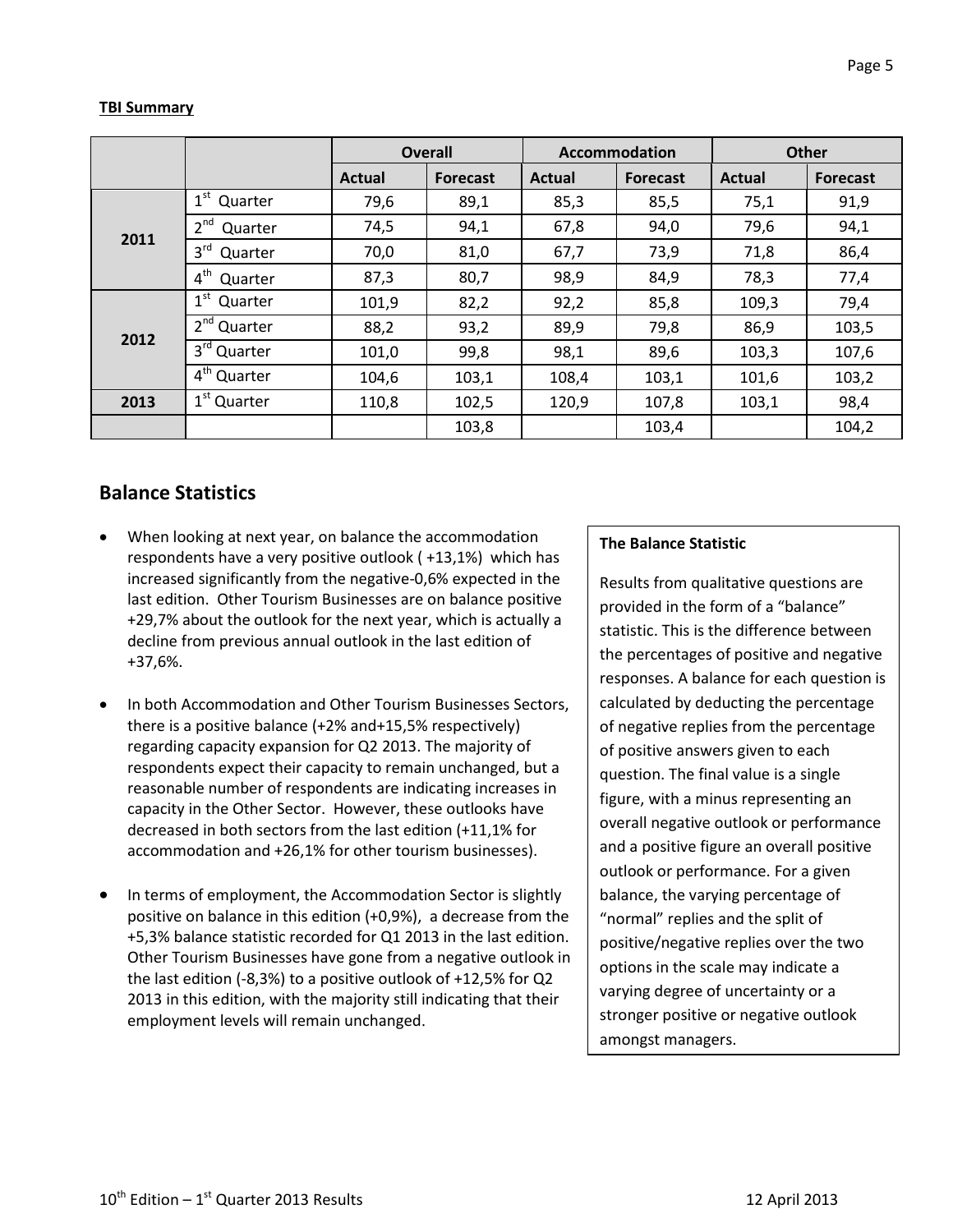**TBI Summary**

| | | Overall | | Accommodation | | Other | |
|---|---|---|---|---|---|---|---|
| | | Actual | Forecast | Actual | Forecast | Actual | Forecast |
| 2011 | 1st Quarter | 79,6 | 89,1 | 85,3 | 85,5 | 75,1 | 91,9 |
| | 2nd Quarter | 74,5 | 94,1 | 67,8 | 94,0 | 79,6 | 94,1 |
| | 3rd Quarter | 70,0 | 81,0 | 67,7 | 73,9 | 71,8 | 86,4 |
| | 4th Quarter | 87,3 | 80,7 | 98,9 | 84,9 | 78,3 | 77,4 |
| 2012 | 1st Quarter | 101,9 | 82,2 | 92,2 | 85,8 | 109,3 | 79,4 |
| | 2nd Quarter | 88,2 | 93,2 | 89,9 | 79,8 | 86,9 | 103,5 |
| | 3rd Quarter | 101,0 | 99,8 | 98,1 | 89,6 | 103,3 | 107,6 |
| | 4th Quarter | 104,6 | 103,1 | 108,4 | 103,1 | 101,6 | 103,2 |
| 2013 | 1st Quarter | 110,8 | 102,5 | 120,9 | 107,8 | 103,1 | 98,4 |
| | | | 103,8 | | 103,4 | | 104,2 |

## Balance Statistics

- When looking at next year, on balance the accommodation respondents have a very positive outlook ( +13,1%) which has increased significantly from the negative-0,6% expected in the last edition. Other Tourism Businesses are on balance positive +29,7% about the outlook for the next year, which is actually a decline from previous annual outlook in the last edition of +37,6%.

- In both Accommodation and Other Tourism Businesses Sectors, there is a positive balance (+2% and+15,5% respectively) regarding capacity expansion for Q2 2013. The majority of respondents expect their capacity to remain unchanged, but a reasonable number of respondents are indicating increases in capacity in the Other Sector. However, these outlooks have decreased in both sectors from the last edition (+11,1% for accommodation and +26,1% for other tourism businesses).

- In terms of employment, the Accommodation Sector is slightly positive on balance in this edition (+0,9%), a decrease from the +5,3% balance statistic recorded for Q1 2013 in the last edition. Other Tourism Businesses have gone from a negative outlook in the last edition (-8,3%) to a positive outlook of +12,5% for Q2 2013 in this edition, with the majority still indicating that their employment levels will remain unchanged.

**The Balance Statistic**

Results from qualitative questions are provided in the form of a "balance" statistic. This is the difference between the percentages of positive and negative responses. A balance for each question is calculated by deducting the percentage of negative replies from the percentage of positive answers given to each question. The final value is a single figure, with a minus representing an overall negative outlook or performance and a positive figure an overall positive outlook or performance. For a given balance, the varying percentage of "normal" replies and the split of positive/negative replies over the two options in the scale may indicate a varying degree of uncertainty or a stronger positive or negative outlook amongst managers.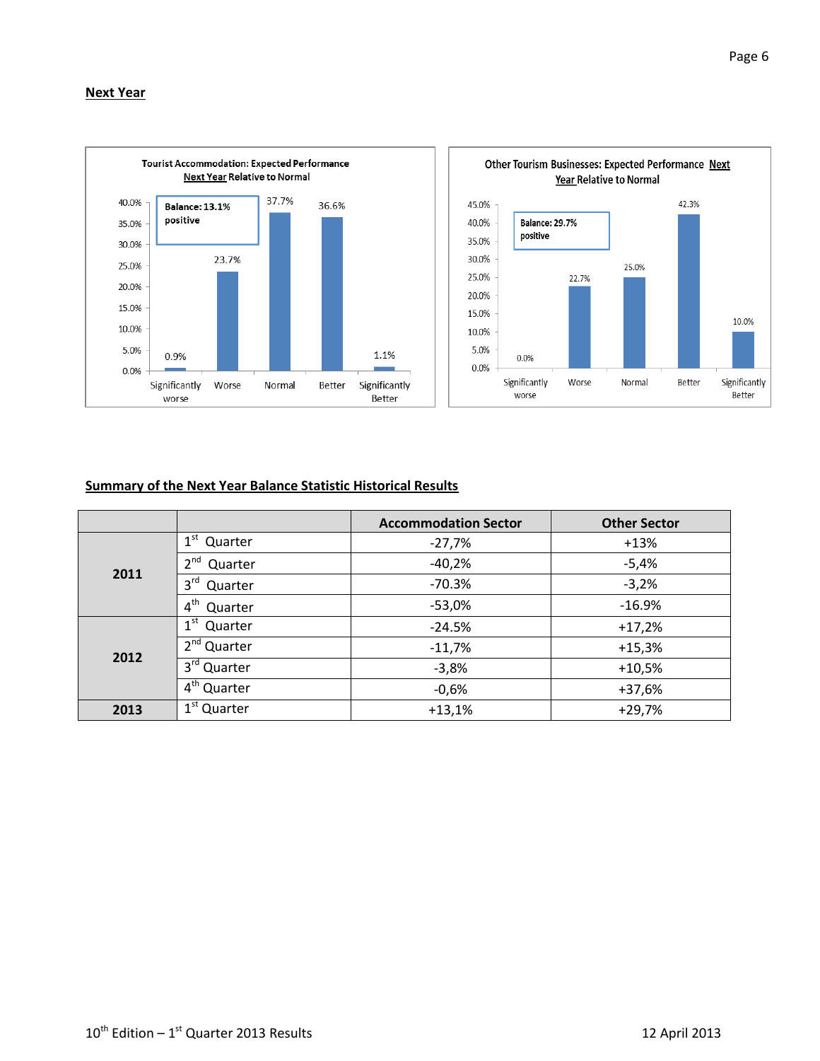## Next Year

Tourist Accommodation: Expected Performance Next Year Relative to Normal

Balance: 13.1% positive

| Significantly worse | Worse | Normal | Better | Significantly Better |
|---|---|---|---|---|
| 0.9% | 23.7% | 37.7% | 36.6% | 1.1% |

Other Tourism Businesses: Expected Performance Next Year Relative to Normal

Balance: 29.7% positive

| Significantly worse | Worse | Normal | Better | Significantly Better |
|---|---|---|---|---|
| 0.0% | 22.7% | 25.0% | 42.3% | 10.0% |

## Summary of the Next Year Balance Statistic Historical Results

| | | Accommodation Sector | Other Sector |
|---|---|---|---|
| **2011** | 1st Quarter | -27,7% | +13% |
| | 2nd Quarter | -40,2% | -5,4% |
| | 3rd Quarter | -70.3% | -3,2% |
| | 4th Quarter | -53,0% | -16.9% |
| **2012** | 1st Quarter | -24.5% | +17,2% |
| | 2nd Quarter | -11,7% | +15,3% |
| | 3rd Quarter | -3,8% | +10,5% |
| | 4th Quarter | -0,6% | +37,6% |
| **2013** | 1st Quarter | +13,1% | +29,7% |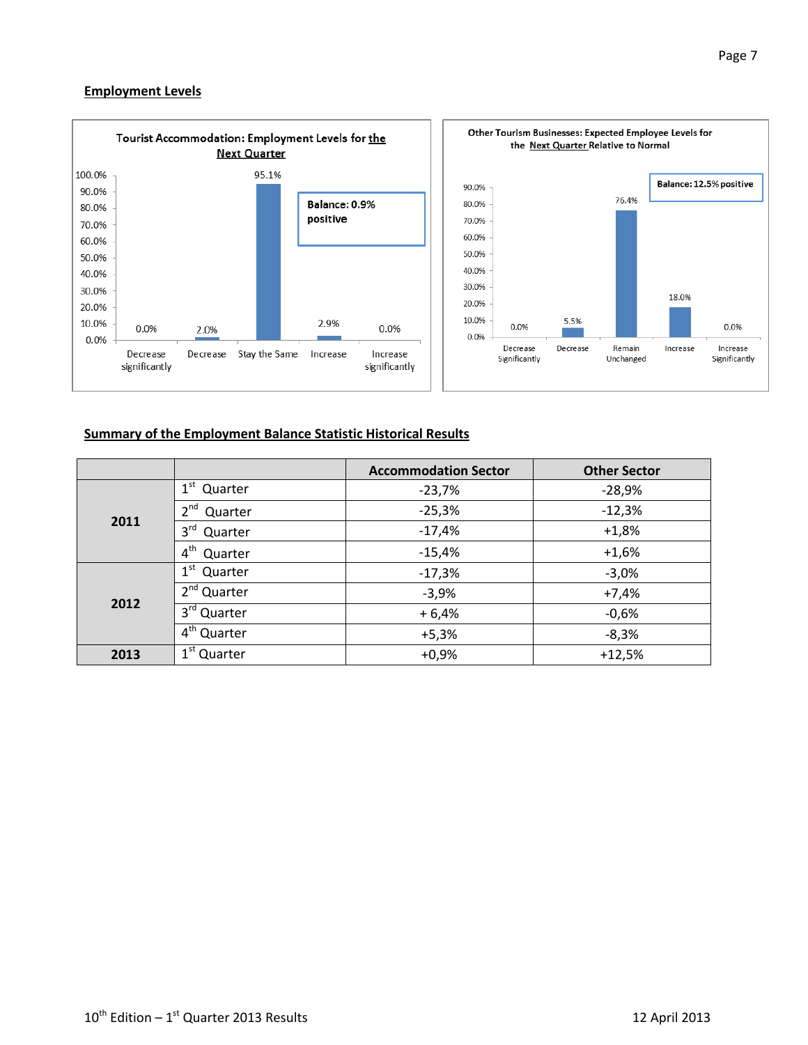## Employment Levels

**Tourist Accommodation: Employment Levels for the Next Quarter**

| Decrease significantly | Decrease | Stay the Same | Increase | Increase significantly |
|---|---|---|---|---|
| 0.0% | 2.0% | 95.1% | 2.9% | 0.0% |

Balance: 0.9% positive

**Other Tourism Businesses: Expected Employee Levels for the Next Quarter Relative to Normal**

| Decrease Significantly | Decrease | Remain Unchanged | Increase | Increase Significantly |
|---|---|---|---|---|
| 0.0% | 5.5% | 76.4% | 18.0% | 0.0% |

Balance: 12.5% positive

## Summary of the Employment Balance Statistic Historical Results

| | | Accommodation Sector | Other Sector |
|---|---|---|---|
| 2011 | 1st Quarter | -23,7% | -28,9% |
| | 2nd Quarter | -25,3% | -12,3% |
| | 3rd Quarter | -17,4% | +1,8% |
| | 4th Quarter | -15,4% | +1,6% |
| 2012 | 1st Quarter | -17,3% | -3,0% |
| | 2nd Quarter | -3,9% | +7,4% |
| | 3rd Quarter | + 6,4% | -0,6% |
| | 4th Quarter | +5,3% | -8,3% |
| 2013 | 1st Quarter | +0,9% | +12,5% |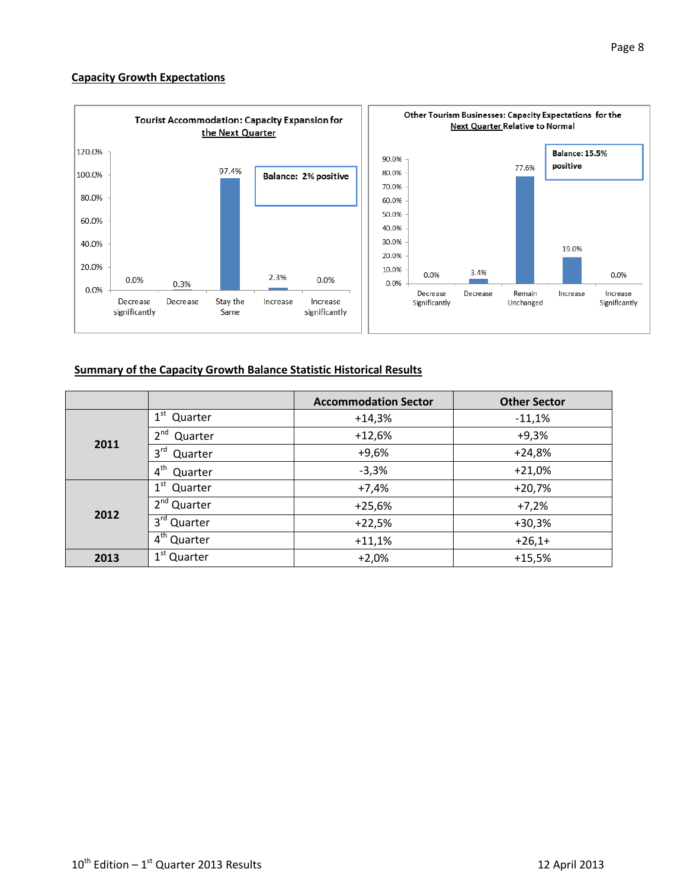## Capacity Growth Expectations

**Tourist Accommodation: Capacity Expansion for the Next Quarter**

| Decrease significantly | Decrease | Stay the Same | Increase | Increase significantly |
|---|---|---|---|---|
| 0.0% | 0.3% | 97.4% | 2.3% | 0.0% |

**Balance: 2% positive**

**Other Tourism Businesses: Capacity Expectations for the Next Quarter Relative to Normal**

| Decrease Significantly | Decrease | Remain Unchanged | Increase | Increase Significantly |
|---|---|---|---|---|
| 0.0% | 3.4% | 77.6% | 19.0% | 0.0% |

**Balance: 15.5% positive**

## Summary of the Capacity Growth Balance Statistic Historical Results

| | | Accommodation Sector | Other Sector |
|---|---|---|---|
| **2011** | 1st Quarter | +14,3% | -11,1% |
| | 2nd Quarter | +12,6% | +9,3% |
| | 3rd Quarter | +9,6% | +24,8% |
| | 4th Quarter | -3,3% | +21,0% |
| **2012** | 1st Quarter | +7,4% | +20,7% |
| | 2nd Quarter | +25,6% | +7,2% |
| | 3rd Quarter | +22,5% | +30,3% |
| | 4th Quarter | +11,1% | +26,1+ |
| **2013** | 1st Quarter | +2,0% | +15,5% |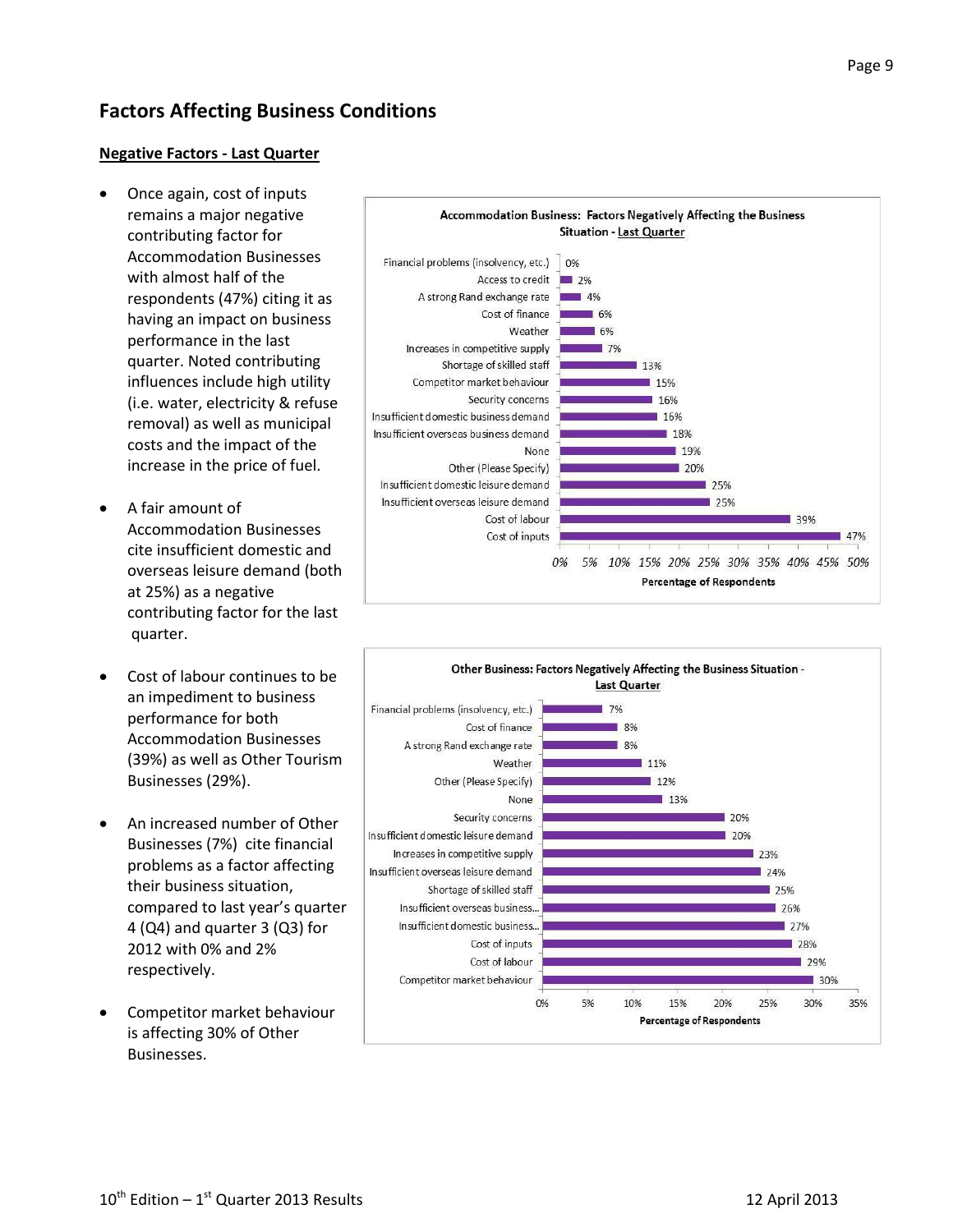## Factors Affecting Business Conditions

**Negative Factors - Last Quarter**

- Once again, cost of inputs remains a major negative contributing factor for Accommodation Businesses with almost half of the respondents (47%) citing it as having an impact on business performance in the last quarter. Noted contributing influences include high utility (i.e. water, electricity & refuse removal) as well as municipal costs and the impact of the increase in the price of fuel.

- A fair amount of Accommodation Businesses cite insufficient domestic and overseas leisure demand (both at 25%) as a negative contributing factor for the last quarter.

- Cost of labour continues to be an impediment to business performance for both Accommodation Businesses (39%) as well as Other Tourism Businesses (29%).

- An increased number of Other Businesses (7%) cite financial problems as a factor affecting their business situation, compared to last year's quarter 4 (Q4) and quarter 3 (Q3) for 2012 with 0% and 2% respectively.

- Competitor market behaviour is affecting 30% of Other Businesses.

**Accommodation Business: Factors Negatively Affecting the Business Situation - Last Quarter**

| Factor | Percentage of Respondents |
|---|---|
| Financial problems (insolvency, etc.) | 0% |
| Access to credit | 2% |
| A strong Rand exchange rate | 4% |
| Cost of finance | 6% |
| Weather | 6% |
| Increases in competitive supply | 7% |
| Shortage of skilled staff | 13% |
| Competitor market behaviour | 15% |
| Security concerns | 16% |
| Insufficient domestic business demand | 16% |
| Insufficient overseas business demand | 18% |
| None | 19% |
| Other (Please Specify) | 20% |
| Insufficient domestic leisure demand | 25% |
| Insufficient overseas leisure demand | 25% |
| Cost of labour | 39% |
| Cost of inputs | 47% |

**Other Business: Factors Negatively Affecting the Business Situation - Last Quarter**

| Factor | Percentage of Respondents |
|---|---|
| Financial problems (insolvency, etc.) | 7% |
| Cost of finance | 8% |
| A strong Rand exchange rate | 8% |
| Weather | 11% |
| Other (Please Specify) | 12% |
| None | 13% |
| Security concerns | 20% |
| Insufficient domestic leisure demand | 20% |
| Increases in competitive supply | 23% |
| Insufficient overseas leisure demand | 24% |
| Shortage of skilled staff | 25% |
| Insufficient overseas business... | 26% |
| Insufficient domestic business... | 27% |
| Cost of inputs | 28% |
| Cost of labour | 29% |
| Competitor market behaviour | 30% |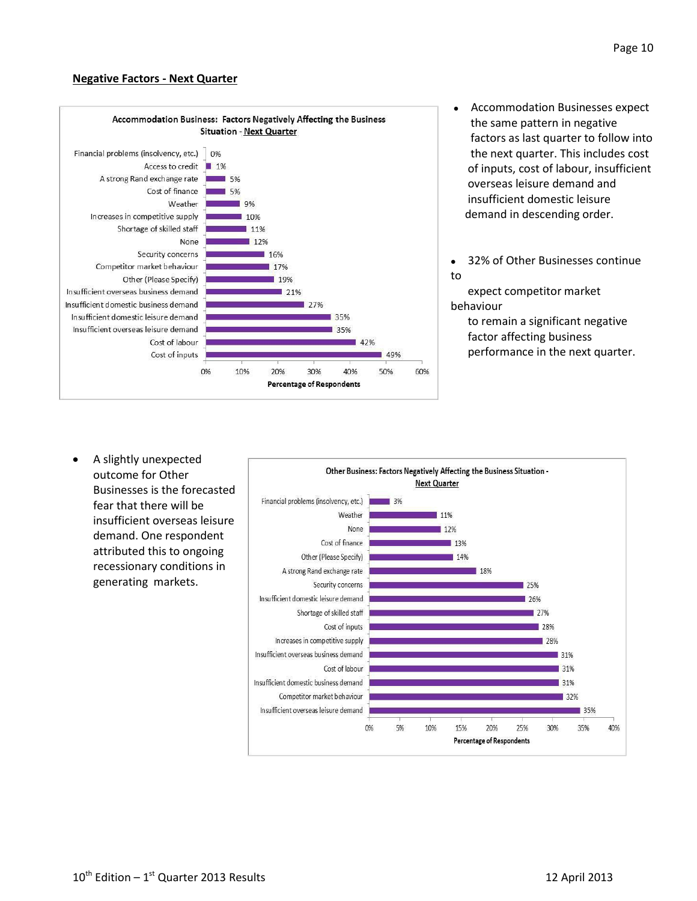## Negative Factors - Next Quarter

**Accommodation Business: Factors Negatively Affecting the Business Situation - Next Quarter**

| Factor | Percentage of Respondents |
|---|---|
| Financial problems (insolvency, etc.) | 0% |
| Access to credit | 1% |
| A strong Rand exchange rate | 5% |
| Cost of finance | 5% |
| Weather | 9% |
| Increases in competitive supply | 10% |
| Shortage of skilled staff | 11% |
| None | 12% |
| Security concerns | 16% |
| Competitor market behaviour | 17% |
| Other (Please Specify) | 19% |
| Insufficient overseas business demand | 21% |
| Insufficient domestic business demand | 27% |
| Insufficient domestic leisure demand | 35% |
| Insufficient overseas leisure demand | 35% |
| Cost of labour | 42% |
| Cost of inputs | 49% |

- Accommodation Businesses expect the same pattern in negative factors as last quarter to follow into the next quarter. This includes cost of inputs, cost of labour, insufficient overseas leisure demand and insufficient domestic leisure demand in descending order.

- 32% of Other Businesses continue to expect competitor market behaviour to remain a significant negative factor affecting business performance in the next quarter.

- A slightly unexpected outcome for Other Businesses is the forecasted fear that there will be insufficient overseas leisure demand. One respondent attributed this to ongoing recessionary conditions in generating markets.

**Other Business: Factors Negatively Affecting the Business Situation - Next Quarter**

| Factor | Percentage of Respondents |
|---|---|
| Financial problems (insolvency, etc.) | 3% |
| Weather | 11% |
| None | 12% |
| Cost of finance | 13% |
| Other (Please Specify) | 14% |
| A strong Rand exchange rate | 18% |
| Security concerns | 25% |
| Insufficient domestic leisure demand | 26% |
| Shortage of skilled staff | 27% |
| Cost of inputs | 28% |
| Increases in competitive supply | 28% |
| Insufficient overseas business demand | 31% |
| Cost of labour | 31% |
| Insufficient domestic business demand | 31% |
| Competitor market behaviour | 32% |
| Insufficient overseas leisure demand | 35% |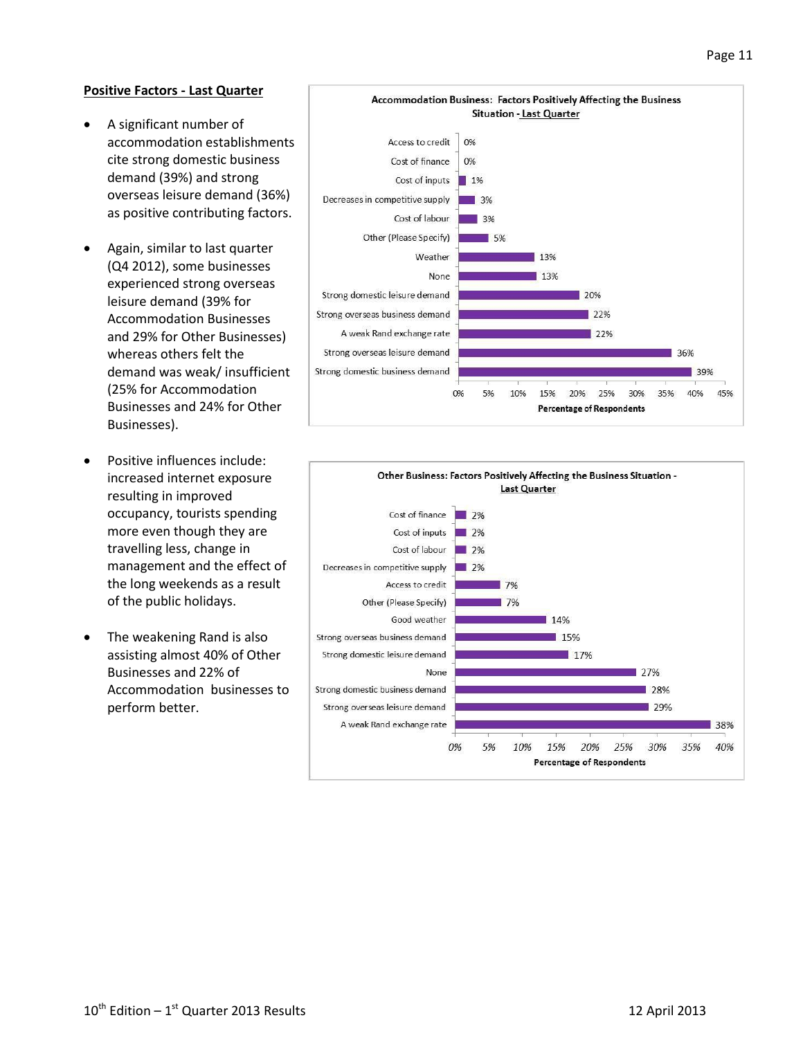## Positive Factors - Last Quarter

- A significant number of accommodation establishments cite strong domestic business demand (39%) and strong overseas leisure demand (36%) as positive contributing factors.
- Again, similar to last quarter (Q4 2012), some businesses experienced strong overseas leisure demand (39% for Accommodation Businesses and 29% for Other Businesses) whereas others felt the demand was weak/ insufficient (25% for Accommodation Businesses and 24% for Other Businesses).
- Positive influences include: increased internet exposure resulting in improved occupancy, tourists spending more even though they are travelling less, change in management and the effect of the long weekends as a result of the public holidays.
- The weakening Rand is also assisting almost 40% of Other Businesses and 22% of Accommodation businesses to perform better.

**Accommodation Business: Factors Positively Affecting the Business Situation - Last Quarter**

| Factor | Percentage of Respondents |
|---|---|
| Access to credit | 0% |
| Cost of finance | 0% |
| Cost of inputs | 1% |
| Decreases in competitive supply | 3% |
| Cost of labour | 3% |
| Other (Please Specify) | 5% |
| Weather | 13% |
| None | 13% |
| Strong domestic leisure demand | 20% |
| Strong overseas business demand | 22% |
| A weak Rand exchange rate | 22% |
| Strong overseas leisure demand | 36% |
| Strong domestic business demand | 39% |

**Other Business: Factors Positively Affecting the Business Situation - Last Quarter**

| Factor | Percentage of Respondents |
|---|---|
| Cost of finance | 2% |
| Cost of inputs | 2% |
| Cost of labour | 2% |
| Decreases in competitive supply | 2% |
| Access to credit | 7% |
| Other (Please Specify) | 7% |
| Good weather | 14% |
| Strong overseas business demand | 15% |
| Strong domestic leisure demand | 17% |
| None | 27% |
| Strong domestic business demand | 28% |
| Strong overseas leisure demand | 29% |
| A weak Rand exchange rate | 38% |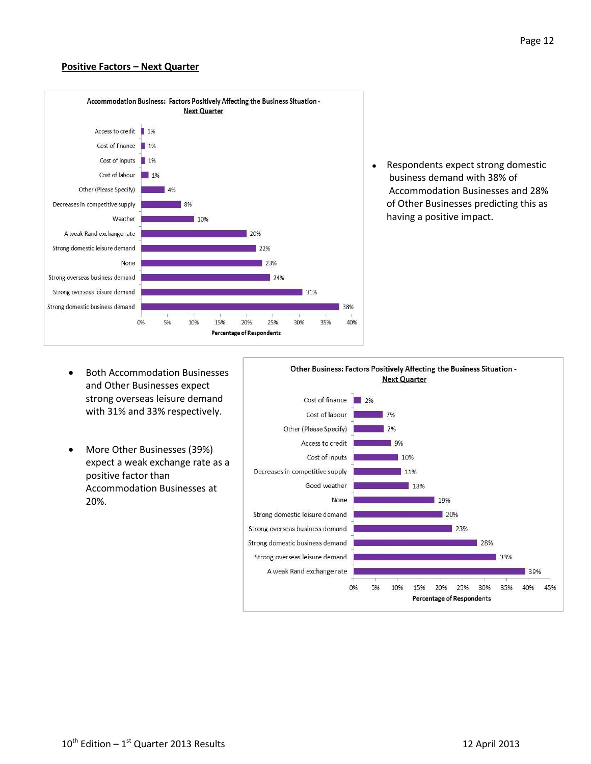## Positive Factors – Next Quarter

**Accommodation Business: Factors Positively Affecting the Business Situation - Next Quarter**

| Factor | Percentage of Respondents |
|---|---|
| Access to credit | 1% |
| Cost of finance | 1% |
| Cost of inputs | 1% |
| Cost of labour | 1% |
| Other (Please Specify) | 4% |
| Decreases in competitive supply | 8% |
| Weather | 10% |
| A weak Rand exchange rate | 20% |
| Strong domestic leisure demand | 22% |
| None | 23% |
| Strong overseas business demand | 24% |
| Strong overseas leisure demand | 31% |
| Strong domestic business demand | 38% |

- Respondents expect strong domestic business demand with 38% of Accommodation Businesses and 28% of Other Businesses predicting this as having a positive impact.

- Both Accommodation Businesses and Other Businesses expect strong overseas leisure demand with 31% and 33% respectively.

- More Other Businesses (39%) expect a weak exchange rate as a positive factor than Accommodation Businesses at 20%.

**Other Business: Factors Positively Affecting the Business Situation - Next Quarter**

| Factor | Percentage of Respondents |
|---|---|
| Cost of finance | 2% |
| Cost of labour | 7% |
| Other (Please Specify) | 7% |
| Access to credit | 9% |
| Cost of inputs | 10% |
| Decreases in competitive supply | 11% |
| Good weather | 13% |
| None | 19% |
| Strong domestic leisure demand | 20% |
| Strong overseas business demand | 23% |
| Strong domestic business demand | 28% |
| Strong overseas leisure demand | 33% |
| A weak Rand exchange rate | 39% |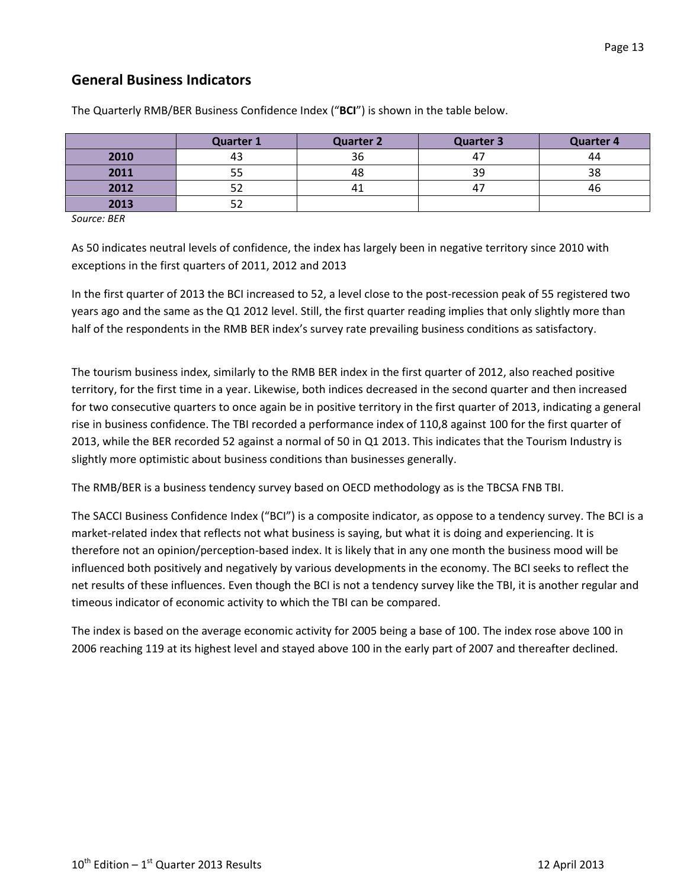## General Business Indicators

The Quarterly RMB/BER Business Confidence Index ("**BCI**") is shown in the table below.

| | Quarter 1 | Quarter 2 | Quarter 3 | Quarter 4 |
|---|---|---|---|---|
| **2010** | 43 | 36 | 47 | 44 |
| **2011** | 55 | 48 | 39 | 38 |
| **2012** | 52 | 41 | 47 | 46 |
| **2013** | 52 | | | |

*Source: BER*

As 50 indicates neutral levels of confidence, the index has largely been in negative territory since 2010 with exceptions in the first quarters of 2011, 2012 and 2013

In the first quarter of 2013 the BCI increased to 52, a level close to the post-recession peak of 55 registered two years ago and the same as the Q1 2012 level. Still, the first quarter reading implies that only slightly more than half of the respondents in the RMB BER index's survey rate prevailing business conditions as satisfactory.

The tourism business index, similarly to the RMB BER index in the first quarter of 2012, also reached positive territory, for the first time in a year. Likewise, both indices decreased in the second quarter and then increased for two consecutive quarters to once again be in positive territory in the first quarter of 2013, indicating a general rise in business confidence. The TBI recorded a performance index of 110,8 against 100 for the first quarter of 2013, while the BER recorded 52 against a normal of 50 in Q1 2013. This indicates that the Tourism Industry is slightly more optimistic about business conditions than businesses generally.

The RMB/BER is a business tendency survey based on OECD methodology as is the TBCSA FNB TBI.

The SACCI Business Confidence Index ("BCI") is a composite indicator, as oppose to a tendency survey. The BCI is a market-related index that reflects not what business is saying, but what it is doing and experiencing. It is therefore not an opinion/perception-based index. It is likely that in any one month the business mood will be influenced both positively and negatively by various developments in the economy. The BCI seeks to reflect the net results of these influences. Even though the BCI is not a tendency survey like the TBI, it is another regular and timeous indicator of economic activity to which the TBI can be compared.

The index is based on the average economic activity for 2005 being a base of 100. The index rose above 100 in 2006 reaching 119 at its highest level and stayed above 100 in the early part of 2007 and thereafter declined.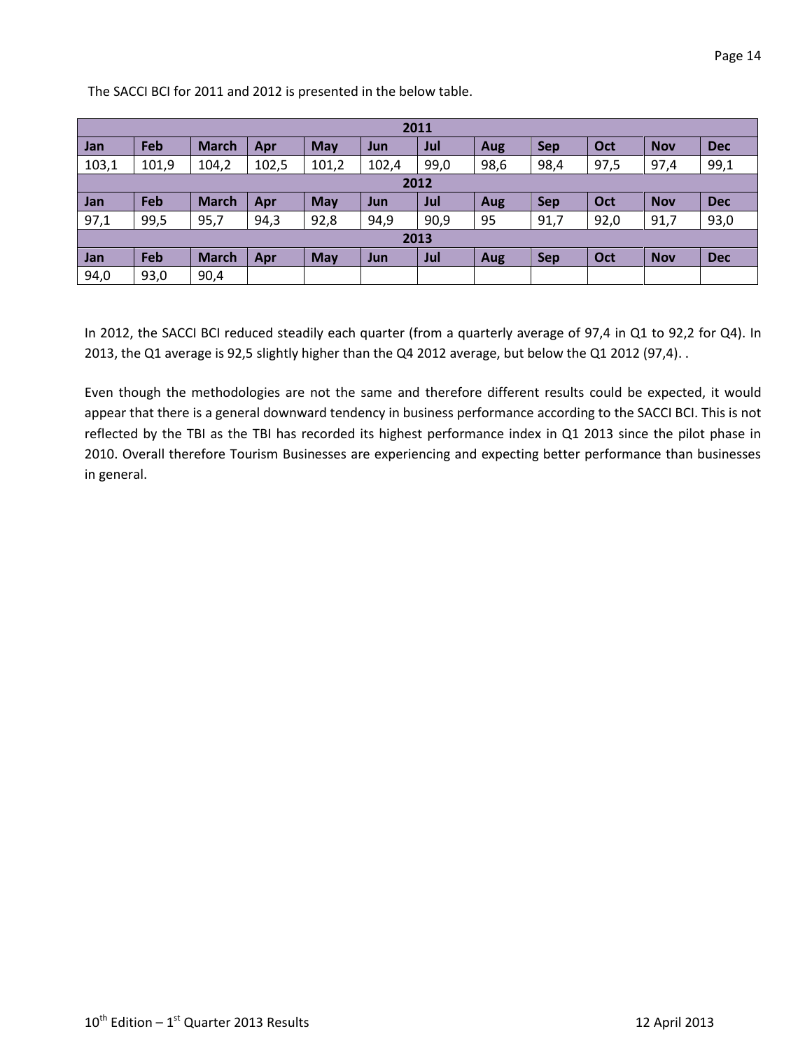The SACCI BCI for 2011 and 2012 is presented in the below table.

| 2011 | | | | | | | | | | | |
|---|---|---|---|---|---|---|---|---|---|---|---|
| **Jan** | **Feb** | **March** | **Apr** | **May** | **Jun** | **Jul** | **Aug** | **Sep** | **Oct** | **Nov** | **Dec** |
| 103,1 | 101,9 | 104,2 | 102,5 | 101,2 | 102,4 | 99,0 | 98,6 | 98,4 | 97,5 | 97,4 | 99,1 |
| **2012** | | | | | | | | | | | |
| **Jan** | **Feb** | **March** | **Apr** | **May** | **Jun** | **Jul** | **Aug** | **Sep** | **Oct** | **Nov** | **Dec** |
| 97,1 | 99,5 | 95,7 | 94,3 | 92,8 | 94,9 | 90,9 | 95 | 91,7 | 92,0 | 91,7 | 93,0 |
| **2013** | | | | | | | | | | | |
| **Jan** | **Feb** | **March** | **Apr** | **May** | **Jun** | **Jul** | **Aug** | **Sep** | **Oct** | **Nov** | **Dec** |
| 94,0 | 93,0 | 90,4 | | | | | | | | | |

In 2012, the SACCI BCI reduced steadily each quarter (from a quarterly average of 97,4 in Q1 to 92,2 for Q4). In 2013, the Q1 average is 92,5 slightly higher than the Q4 2012 average, but below the Q1 2012 (97,4). .

Even though the methodologies are not the same and therefore different results could be expected, it would appear that there is a general downward tendency in business performance according to the SACCI BCI. This is not reflected by the TBI as the TBI has recorded its highest performance index in Q1 2013 since the pilot phase in 2010. Overall therefore Tourism Businesses are experiencing and expecting better performance than businesses in general.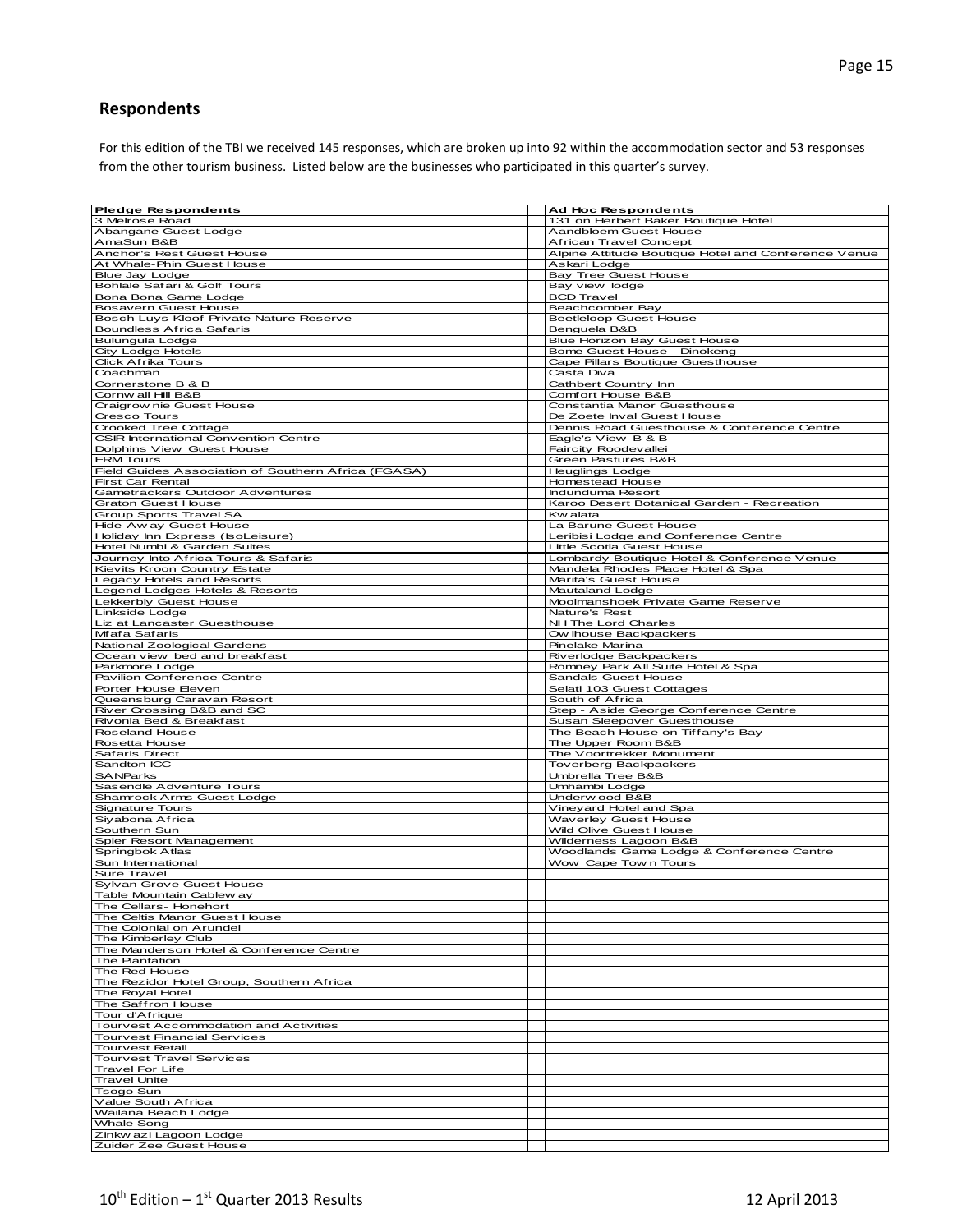## Respondents

For this edition of the TBI we received 145 responses, which are broken up into 92 within the accommodation sector and 53 responses from the other tourism business. Listed below are the businesses who participated in this quarter's survey.

| Pledge Respondents | | Ad Hoc Respondents |
|---|---|---|
| 3 Melrose Road | | 131 on Herbert Baker Boutique Hotel |
| Abangane Guest Lodge | | Aandbloem Guest House |
| AmaSun B&B | | African Travel Concept |
| Anchor's Rest Guest House | | Alpine Attitude Boutique Hotel and Conference Venue |
| At Whale-Phin Guest House | | Askari Lodge |
| Blue Jay Lodge | | Bay Tree Guest House |
| Bohlale Safari & Golf Tours | | Bay view lodge |
| Bona Bona Game Lodge | | BCD Travel |
| Bosavern Guest House | | Beachcomber Bay |
| Bosch Luys Kloof Private Nature Reserve | | Beetleloop Guest House |
| Boundless Africa Safaris | | Benguela B&B |
| Bulungula Lodge | | Blue Horizon Bay Guest House |
| City Lodge Hotels | | Bome Guest House - Dinokeng |
| Click Afrika Tours | | Cape Pillars Boutique Guesthouse |
| Coachman | | Casta Diva |
| Cornerstone B & B | | Cathbert Country Inn |
| Cornw all Hill B&B | | Comfort House B&B |
| Craigrow nie Guest House | | Constantia Manor Guesthouse |
| Cresco Tours | | De Zoete Inval Guest House |
| Crooked Tree Cottage | | Dennis Road Guesthouse & Conference Centre |
| CSIR International Convention Centre | | Eagle's View B & B |
| Dolphins View Guest House | | Faircity Roodevallei |
| ERM Tours | | Green Pastures B&B |
| Field Guides Association of Southern Africa (FGASA) | | Heuglings Lodge |
| First Car Rental | | Homestead House |
| Gametrackers Outdoor Adventures | | Indunduma Resort |
| Graton Guest House | | Karoo Desert Botanical Garden - Recreation |
| Group Sports Travel SA | | Kw alata |
| Hide-Aw ay Guest House | | La Barune Guest House |
| Holiday Inn Express (IsoLeisure) | | Leribisi Lodge and Conference Centre |
| Hotel Numbi & Garden Suites | | Little Scotia Guest House |
| Journey Into Africa Tours & Safaris | | Lombardy Boutique Hotel & Conference Venue |
| Kievits Kroon Country Estate | | Mandela Rhodes Place Hotel & Spa |
| Legacy Hotels and Resorts | | Marita's Guest House |
| Legend Lodges Hotels & Resorts | | Mautaland Lodge |
| Lekkerbly Guest House | | Moolmanshoek Private Game Reserve |
| Linkside Lodge | | Nature's Rest |
| Liz at Lancaster Guesthouse | | NH The Lord Charles |
| Mfafa Safaris | | Ow lhouse Backpackers |
| National Zoological Gardens | | Pinelake Marina |
| Ocean view bed and breakfast | | Riverlodge Backpackers |
| Parkmore Lodge | | Romney Park All Suite Hotel & Spa |
| Pavilion Conference Centre | | Sandals Guest House |
| Porter House Eleven | | Selati 103 Guest Cottages |
| Queensburg Caravan Resort | | South of Africa |
| River Crossing B&B and SC | | Step - Aside George Conference Centre |
| Rivonia Bed & Breakfast | | Susan Sleepover Guesthouse |
| Roseland House | | The Beach House on Tiffany's Bay |
| Rosetta House | | The Upper Room B&B |
| Safaris Direct | | The Voortrekker Monument |
| Sandton ICC | | Toverberg Backpackers |
| SANParks | | Umbrella Tree B&B |
| Sasendle Adventure Tours | | Umhambi Lodge |
| Shamrock Arms Guest Lodge | | Underw ood B&B |
| Signature Tours | | Vineyard Hotel and Spa |
| Siyabona Africa | | Waverley Guest House |
| Southern Sun | | Wild Olive Guest House |
| Spier Resort Management | | Wilderness Lagoon B&B |
| Springbok Atlas | | Woodlands Game Lodge & Conference Centre |
| Sun International | | Wow Cape Tow n Tours |
| Sure Travel | | |
| Sylvan Grove Guest House | | |
| Table Mountain Cablew ay | | |
| The Cellars- Honehort | | |
| The Celtis Manor Guest House | | |
| The Colonial on Arundel | | |
| The Kimberley Club | | |
| The Manderson Hotel & Conference Centre | | |
| The Plantation | | |
| The Red House | | |
| The Rezidor Hotel Group, Southern Africa | | |
| The Royal Hotel | | |
| The Saffron House | | |
| Tour d'Afrique | | |
| Tourvest Accommodation and Activities | | |
| Tourvest Financial Services | | |
| Tourvest Retail | | |
| Tourvest Travel Services | | |
| Travel For Life | | |
| Travel Unite | | |
| Tsogo Sun | | |
| Value South Africa | | |
| Wailana Beach Lodge | | |
| Whale Song | | |
| Zinkw azi Lagoon Lodge | | |
| Zuider Zee Guest House | | |

10[th] Edition – 1[st] Quarter 2013 Results 12 April 2013